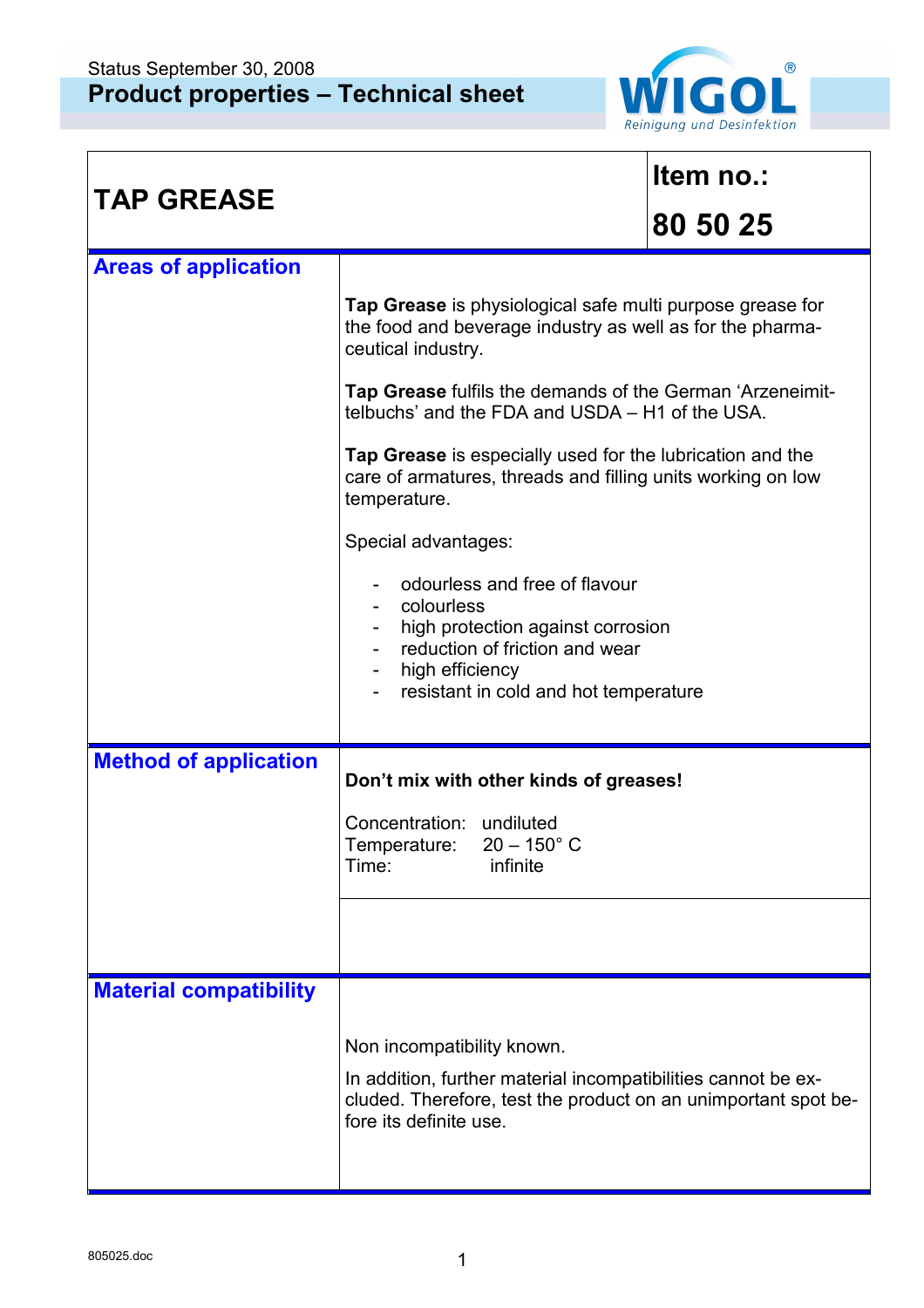Status September 30, 2008

# Product properties – Technical sheet

WIGOL® Reinigung und Desinfektion

| TAP GREASE | Item no.: 80 50 25 |
|---|---|

## Areas of application

**Tap Grease** is physiological safe multi purpose grease for the food and beverage industry as well as for the pharmaceutical industry.

**Tap Grease** fulfils the demands of the German 'Arzeneimittelbuchs' and the FDA and USDA – H1 of the USA.

**Tap Grease** is especially used for the lubrication and the care of armatures, threads and filling units working on low temperature.

Special advantages:

- odourless and free of flavour
- colourless
- high protection against corrosion
- reduction of friction and wear
- high efficiency
- resistant in cold and hot temperature

## Method of application

**Don't mix with other kinds of greases!**

Concentration: undiluted
Temperature: 20 – 150° C
Time: infinite

## Material compatibility

Non incompatibility known.

In addition, further material incompatibilities cannot be excluded. Therefore, test the product on an unimportant spot before its definite use.

805025.doc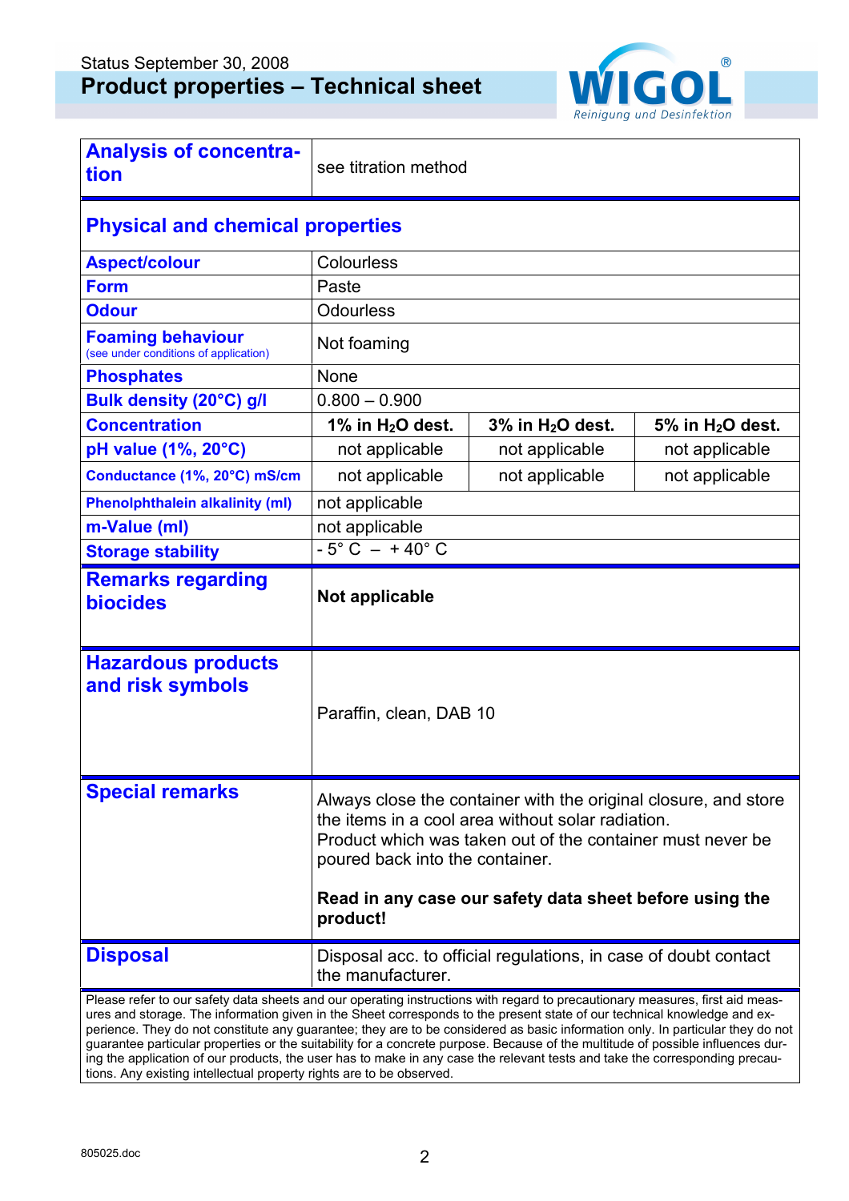Status September 30, 2008

# Product properties – Technical sheet

| | | | |
|---|---|---|---|
| **Analysis of concentration** | see titration method | | |
| **Physical and chemical properties** | | | |
| **Aspect/colour** | Colourless | | |
| **Form** | Paste | | |
| **Odour** | Odourless | | |
| **Foaming behaviour** (see under conditions of application) | Not foaming | | |
| **Phosphates** | None | | |
| **Bulk density (20°C) g/l** | 0.800 – 0.900 | | |
| **Concentration** | **1% in $H_2O$ dest.** | **3% in $H_2O$ dest.** | **5% in $H_2O$ dest.** |
| **pH value (1%, 20°C)** | not applicable | not applicable | not applicable |
| **Conductance (1%, 20°C) mS/cm** | not applicable | not applicable | not applicable |
| **Phenolphthalein alkalinity (ml)** | not applicable | | |
| **m-Value (ml)** | not applicable | | |
| **Storage stability** | - 5° C – + 40° C | | |
| **Remarks regarding biocides** | **Not applicable** | | |
| **Hazardous products and risk symbols** | Paraffin, clean, DAB 10 | | |
| **Special remarks** | Always close the container with the original closure, and store the items in a cool area without solar radiation. Product which was taken out of the container must never be poured back into the container. **Read in any case our safety data sheet before using the product!** | | |
| **Disposal** | Disposal acc. to official regulations, in case of doubt contact the manufacturer. | | |

Please refer to our safety data sheets and our operating instructions with regard to precautionary measures, first aid measures and storage. The information given in the Sheet corresponds to the present state of our technical knowledge and experience. They do not constitute any guarantee; they are to be considered as basic information only. In particular they do not guarantee particular properties or the suitability for a concrete purpose. Because of the multitude of possible influences during the application of our products, the user has to make in any case the relevant tests and take the corresponding precautions. Any existing intellectual property rights are to be observed.

805025.doc